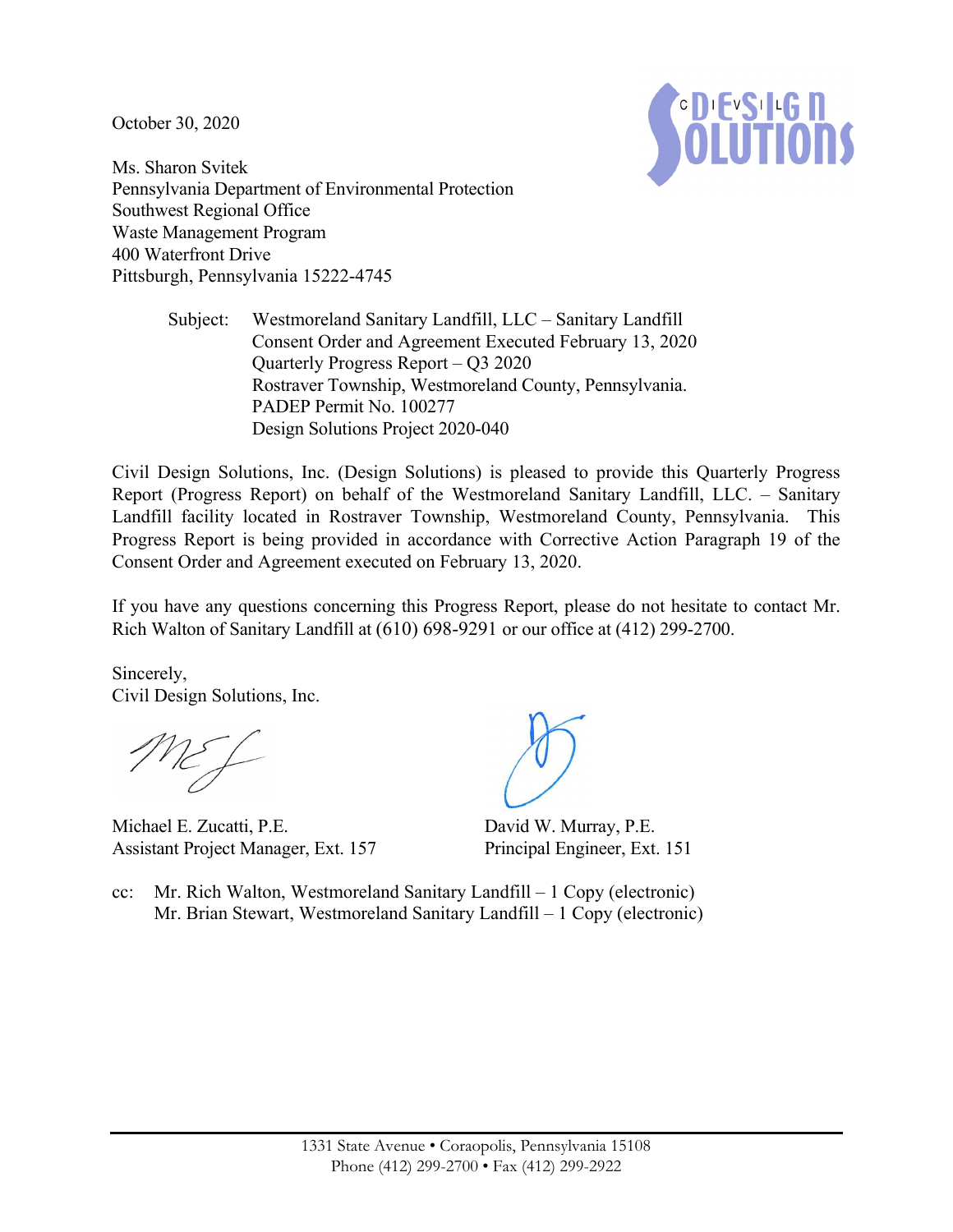October 30, 2020

Ms. Sharon Svitek
Pennsylvania Department of Environmental Protection
Southwest Regional Office
Waste Management Program
400 Waterfront Drive
Pittsburgh, Pennsylvania 15222-4745

Subject: Westmoreland Sanitary Landfill, LLC – Sanitary Landfill
Consent Order and Agreement Executed February 13, 2020
Quarterly Progress Report – Q3 2020
Rostraver Township, Westmoreland County, Pennsylvania.
PADEP Permit No. 100277
Design Solutions Project 2020-040

Civil Design Solutions, Inc. (Design Solutions) is pleased to provide this Quarterly Progress Report (Progress Report) on behalf of the Westmoreland Sanitary Landfill, LLC. – Sanitary Landfill facility located in Rostraver Township, Westmoreland County, Pennsylvania. This Progress Report is being provided in accordance with Corrective Action Paragraph 19 of the Consent Order and Agreement executed on February 13, 2020.

If you have any questions concerning this Progress Report, please do not hesitate to contact Mr. Rich Walton of Sanitary Landfill at (610) 698-9291 or our office at (412) 299-2700.

Sincerely,
Civil Design Solutions, Inc.

Michael E. Zucatti, P.E.
Assistant Project Manager, Ext. 157

David W. Murray, P.E.
Principal Engineer, Ext. 151

cc: Mr. Rich Walton, Westmoreland Sanitary Landfill – 1 Copy (electronic)
Mr. Brian Stewart, Westmoreland Sanitary Landfill – 1 Copy (electronic)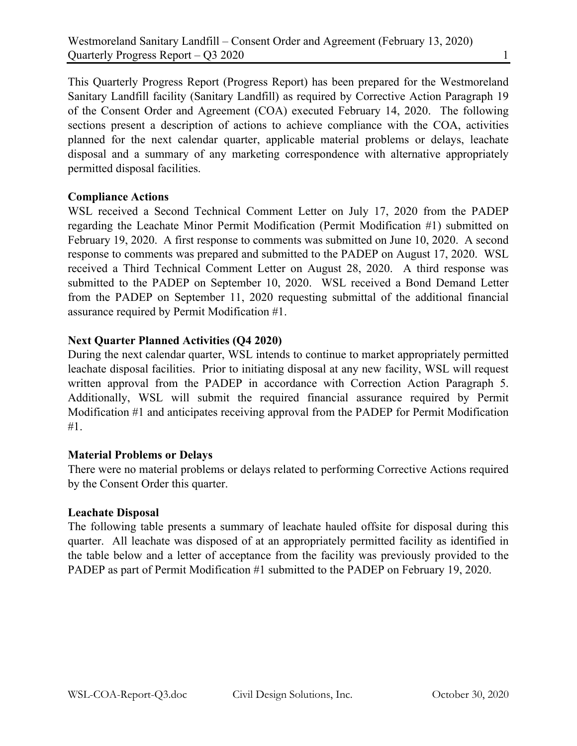This Quarterly Progress Report (Progress Report) has been prepared for the Westmoreland Sanitary Landfill facility (Sanitary Landfill) as required by Corrective Action Paragraph 19 of the Consent Order and Agreement (COA) executed February 14, 2020. The following sections present a description of actions to achieve compliance with the COA, activities planned for the next calendar quarter, applicable material problems or delays, leachate disposal and a summary of any marketing correspondence with alternative appropriately permitted disposal facilities.

**Compliance Actions**

WSL received a Second Technical Comment Letter on July 17, 2020 from the PADEP regarding the Leachate Minor Permit Modification (Permit Modification #1) submitted on February 19, 2020. A first response to comments was submitted on June 10, 2020. A second response to comments was prepared and submitted to the PADEP on August 17, 2020. WSL received a Third Technical Comment Letter on August 28, 2020. A third response was submitted to the PADEP on September 10, 2020. WSL received a Bond Demand Letter from the PADEP on September 11, 2020 requesting submittal of the additional financial assurance required by Permit Modification #1.

**Next Quarter Planned Activities (Q4 2020)**

During the next calendar quarter, WSL intends to continue to market appropriately permitted leachate disposal facilities. Prior to initiating disposal at any new facility, WSL will request written approval from the PADEP in accordance with Correction Action Paragraph 5. Additionally, WSL will submit the required financial assurance required by Permit Modification #1 and anticipates receiving approval from the PADEP for Permit Modification #1.

**Material Problems or Delays**

There were no material problems or delays related to performing Corrective Actions required by the Consent Order this quarter.

**Leachate Disposal**

The following table presents a summary of leachate hauled offsite for disposal during this quarter. All leachate was disposed of at an appropriately permitted facility as identified in the table below and a letter of acceptance from the facility was previously provided to the PADEP as part of Permit Modification #1 submitted to the PADEP on February 19, 2020.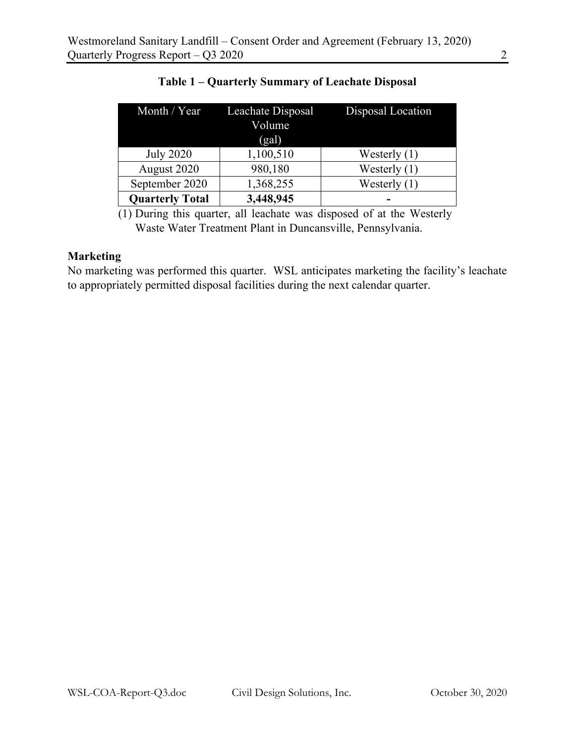**Table 1 – Quarterly Summary of Leachate Disposal**

| Month / Year | Leachate Disposal Volume (gal) | Disposal Location |
|---|---|---|
| July 2020 | 1,100,510 | Westerly (1) |
| August 2020 | 980,180 | Westerly (1) |
| September 2020 | 1,368,255 | Westerly (1) |
| **Quarterly Total** | **3,448,945** | **-** |

(1) During this quarter, all leachate was disposed of at the Westerly Waste Water Treatment Plant in Duncansville, Pennsylvania.

**Marketing**

No marketing was performed this quarter. WSL anticipates marketing the facility's leachate to appropriately permitted disposal facilities during the next calendar quarter.